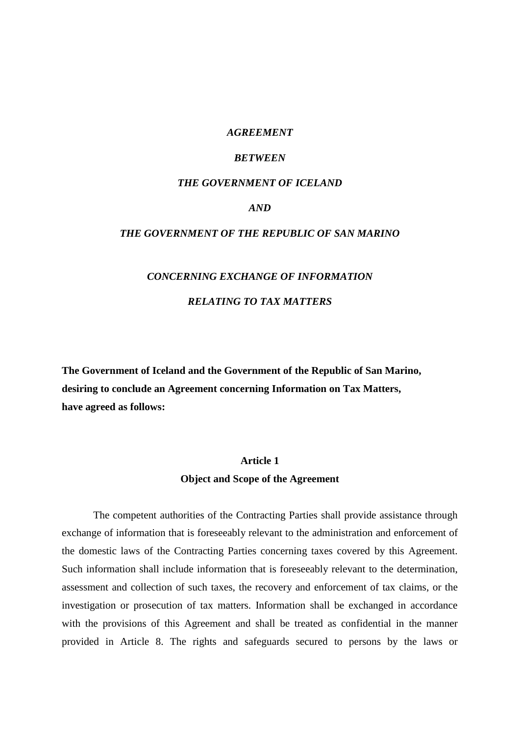# *AGREEMENT*

# *BETWEEN*

# *THE GOVERNMENT OF ICELAND*

# *AND*

# *THE GOVERNMENT OF THE REPUBLIC OF SAN MARINO*

# *CONCERNING EXCHANGE OF INFORMATION*

# *RELATING TO TAX MATTERS*

**The Government of Iceland and the Government of the Republic of San Marino, desiring to conclude an Agreement concerning Information on Tax Matters, have agreed as follows:**

## Article 1
## Object and Scope of the Agreement

The competent authorities of the Contracting Parties shall provide assistance through exchange of information that is foreseeably relevant to the administration and enforcement of the domestic laws of the Contracting Parties concerning taxes covered by this Agreement. Such information shall include information that is foreseeably relevant to the determination, assessment and collection of such taxes, the recovery and enforcement of tax claims, or the investigation or prosecution of tax matters. Information shall be exchanged in accordance with the provisions of this Agreement and shall be treated as confidential in the manner provided in Article 8. The rights and safeguards secured to persons by the laws or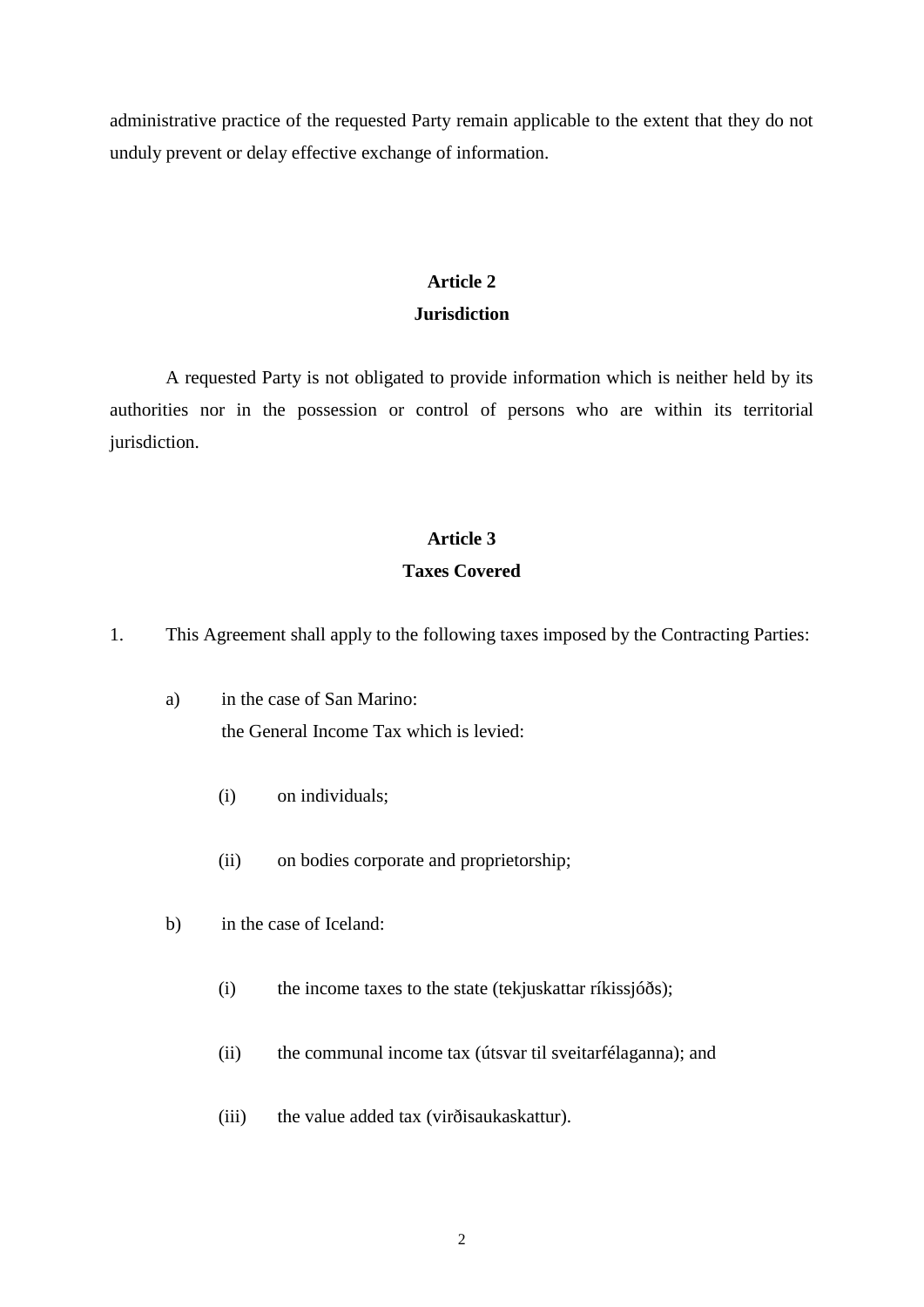administrative practice of the requested Party remain applicable to the extent that they do not unduly prevent or delay effective exchange of information.

## Article 2
## Jurisdiction

A requested Party is not obligated to provide information which is neither held by its authorities nor in the possession or control of persons who are within its territorial jurisdiction.

## Article 3
## Taxes Covered

1. This Agreement shall apply to the following taxes imposed by the Contracting Parties:

   a) in the case of San Marino:
      the General Income Tax which is levied:

      (i) on individuals;

      (ii) on bodies corporate and proprietorship;

   b) in the case of Iceland:

      (i) the income taxes to the state (tekjuskattar ríkissjóðs);

      (ii) the communal income tax (útsvar til sveitarfélaganna); and

      (iii) the value added tax (virðisaukaskattur).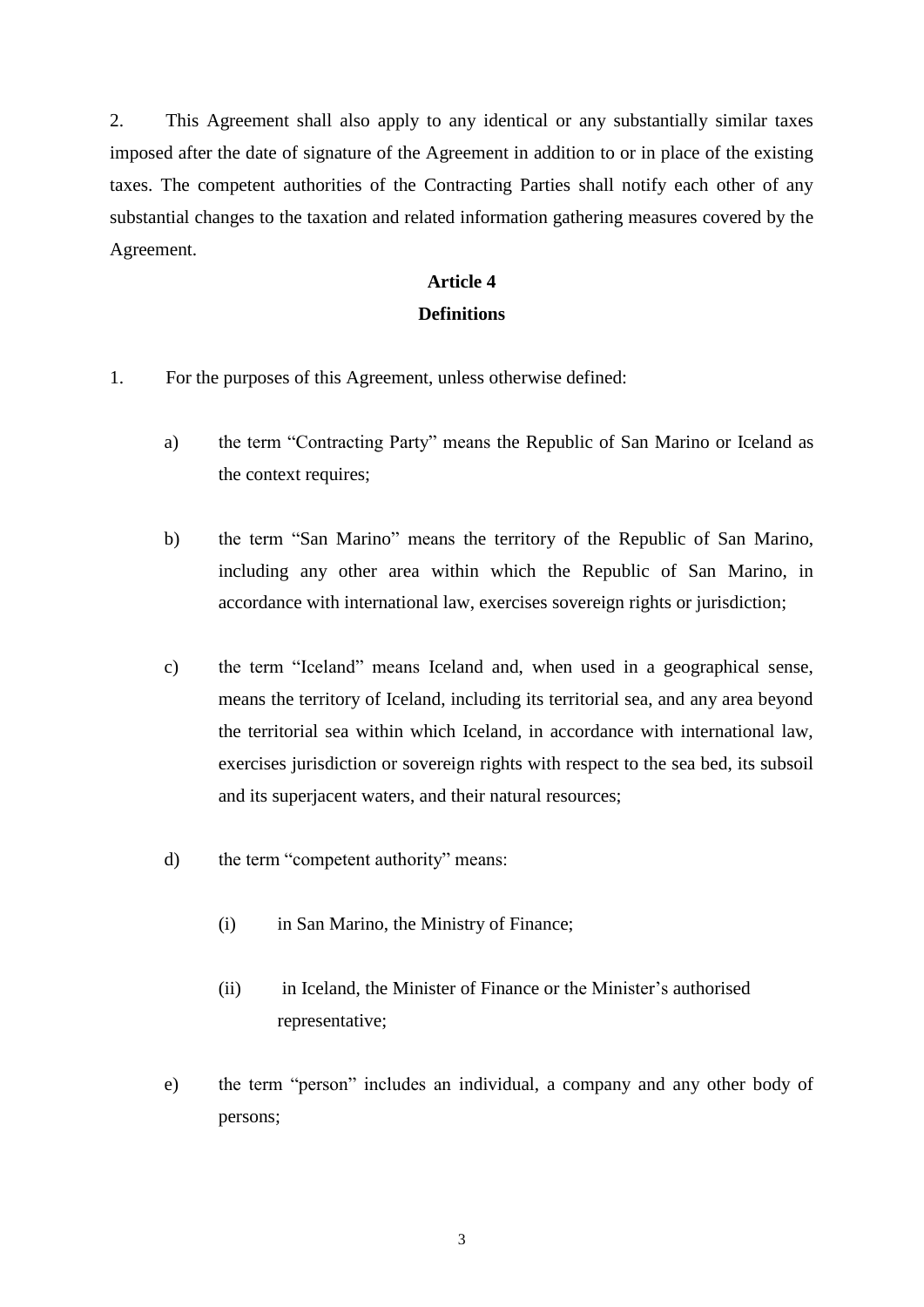2. This Agreement shall also apply to any identical or any substantially similar taxes imposed after the date of signature of the Agreement in addition to or in place of the existing taxes. The competent authorities of the Contracting Parties shall notify each other of any substantial changes to the taxation and related information gathering measures covered by the Agreement.

## Article 4
## Definitions

1. For the purposes of this Agreement, unless otherwise defined:

a) the term "Contracting Party" means the Republic of San Marino or Iceland as the context requires;

b) the term "San Marino" means the territory of the Republic of San Marino, including any other area within which the Republic of San Marino, in accordance with international law, exercises sovereign rights or jurisdiction;

c) the term "Iceland" means Iceland and, when used in a geographical sense, means the territory of Iceland, including its territorial sea, and any area beyond the territorial sea within which Iceland, in accordance with international law, exercises jurisdiction or sovereign rights with respect to the sea bed, its subsoil and its superjacent waters, and their natural resources;

d) the term "competent authority" means:

(i) in San Marino, the Ministry of Finance;

(ii) in Iceland, the Minister of Finance or the Minister's authorised representative;

e) the term "person" includes an individual, a company and any other body of persons;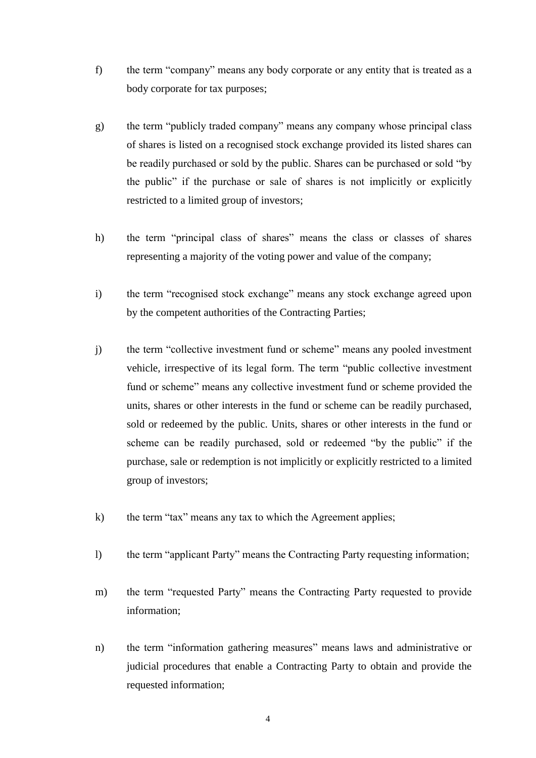f) the term "company" means any body corporate or any entity that is treated as a body corporate for tax purposes;

g) the term "publicly traded company" means any company whose principal class of shares is listed on a recognised stock exchange provided its listed shares can be readily purchased or sold by the public. Shares can be purchased or sold "by the public" if the purchase or sale of shares is not implicitly or explicitly restricted to a limited group of investors;

h) the term "principal class of shares" means the class or classes of shares representing a majority of the voting power and value of the company;

i) the term "recognised stock exchange" means any stock exchange agreed upon by the competent authorities of the Contracting Parties;

j) the term "collective investment fund or scheme" means any pooled investment vehicle, irrespective of its legal form. The term "public collective investment fund or scheme" means any collective investment fund or scheme provided the units, shares or other interests in the fund or scheme can be readily purchased, sold or redeemed by the public. Units, shares or other interests in the fund or scheme can be readily purchased, sold or redeemed "by the public" if the purchase, sale or redemption is not implicitly or explicitly restricted to a limited group of investors;

k) the term "tax" means any tax to which the Agreement applies;

l) the term "applicant Party" means the Contracting Party requesting information;

m) the term "requested Party" means the Contracting Party requested to provide information;

n) the term "information gathering measures" means laws and administrative or judicial procedures that enable a Contracting Party to obtain and provide the requested information;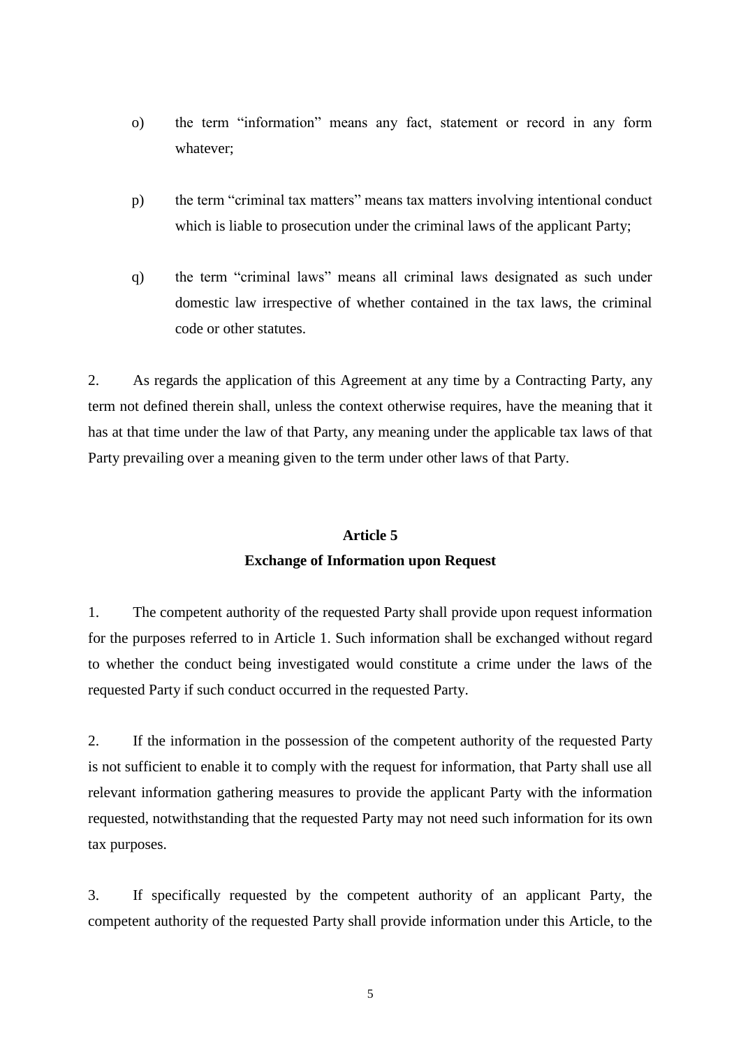o) the term "information" means any fact, statement or record in any form whatever;

p) the term "criminal tax matters" means tax matters involving intentional conduct which is liable to prosecution under the criminal laws of the applicant Party;

q) the term "criminal laws" means all criminal laws designated as such under domestic law irrespective of whether contained in the tax laws, the criminal code or other statutes.

2. As regards the application of this Agreement at any time by a Contracting Party, any term not defined therein shall, unless the context otherwise requires, have the meaning that it has at that time under the law of that Party, any meaning under the applicable tax laws of that Party prevailing over a meaning given to the term under other laws of that Party.

## Article 5
## Exchange of Information upon Request

1. The competent authority of the requested Party shall provide upon request information for the purposes referred to in Article 1. Such information shall be exchanged without regard to whether the conduct being investigated would constitute a crime under the laws of the requested Party if such conduct occurred in the requested Party.

2. If the information in the possession of the competent authority of the requested Party is not sufficient to enable it to comply with the request for information, that Party shall use all relevant information gathering measures to provide the applicant Party with the information requested, notwithstanding that the requested Party may not need such information for its own tax purposes.

3. If specifically requested by the competent authority of an applicant Party, the competent authority of the requested Party shall provide information under this Article, to the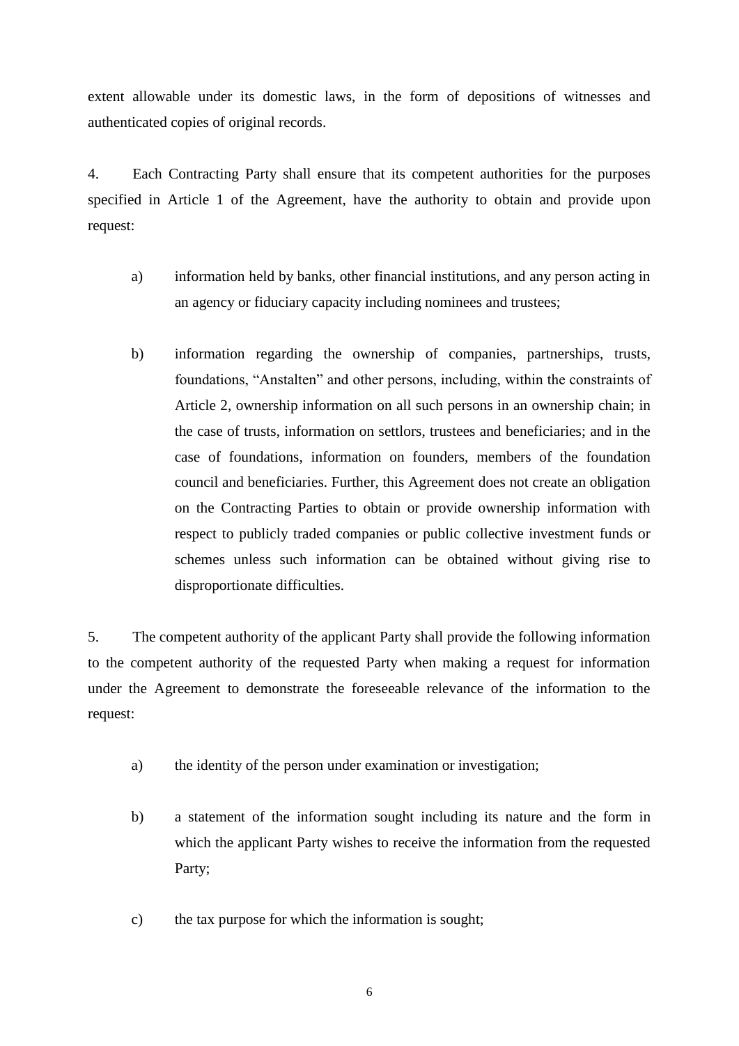extent allowable under its domestic laws, in the form of depositions of witnesses and authenticated copies of original records.

4. Each Contracting Party shall ensure that its competent authorities for the purposes specified in Article 1 of the Agreement, have the authority to obtain and provide upon request:

a) information held by banks, other financial institutions, and any person acting in an agency or fiduciary capacity including nominees and trustees;

b) information regarding the ownership of companies, partnerships, trusts, foundations, "Anstalten" and other persons, including, within the constraints of Article 2, ownership information on all such persons in an ownership chain; in the case of trusts, information on settlors, trustees and beneficiaries; and in the case of foundations, information on founders, members of the foundation council and beneficiaries. Further, this Agreement does not create an obligation on the Contracting Parties to obtain or provide ownership information with respect to publicly traded companies or public collective investment funds or schemes unless such information can be obtained without giving rise to disproportionate difficulties.

5. The competent authority of the applicant Party shall provide the following information to the competent authority of the requested Party when making a request for information under the Agreement to demonstrate the foreseeable relevance of the information to the request:

a) the identity of the person under examination or investigation;

b) a statement of the information sought including its nature and the form in which the applicant Party wishes to receive the information from the requested Party;

c) the tax purpose for which the information is sought;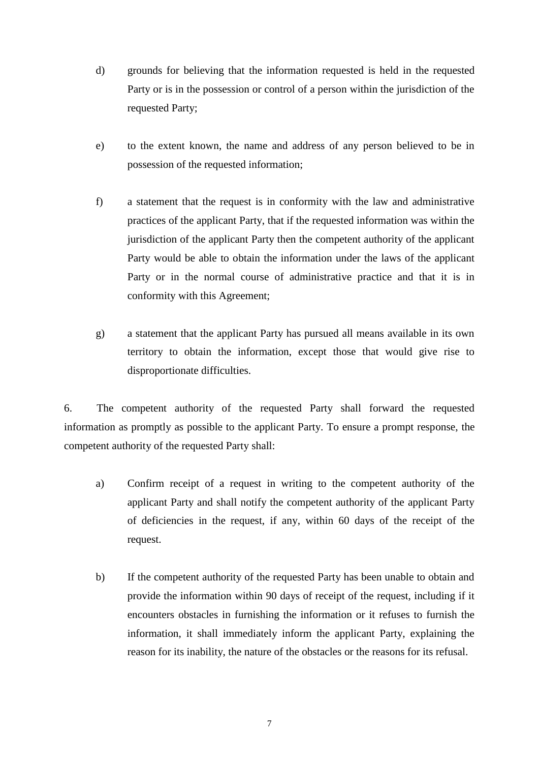d) grounds for believing that the information requested is held in the requested Party or is in the possession or control of a person within the jurisdiction of the requested Party;

e) to the extent known, the name and address of any person believed to be in possession of the requested information;

f) a statement that the request is in conformity with the law and administrative practices of the applicant Party, that if the requested information was within the jurisdiction of the applicant Party then the competent authority of the applicant Party would be able to obtain the information under the laws of the applicant Party or in the normal course of administrative practice and that it is in conformity with this Agreement;

g) a statement that the applicant Party has pursued all means available in its own territory to obtain the information, except those that would give rise to disproportionate difficulties.

6. The competent authority of the requested Party shall forward the requested information as promptly as possible to the applicant Party. To ensure a prompt response, the competent authority of the requested Party shall:

a) Confirm receipt of a request in writing to the competent authority of the applicant Party and shall notify the competent authority of the applicant Party of deficiencies in the request, if any, within 60 days of the receipt of the request.

b) If the competent authority of the requested Party has been unable to obtain and provide the information within 90 days of receipt of the request, including if it encounters obstacles in furnishing the information or it refuses to furnish the information, it shall immediately inform the applicant Party, explaining the reason for its inability, the nature of the obstacles or the reasons for its refusal.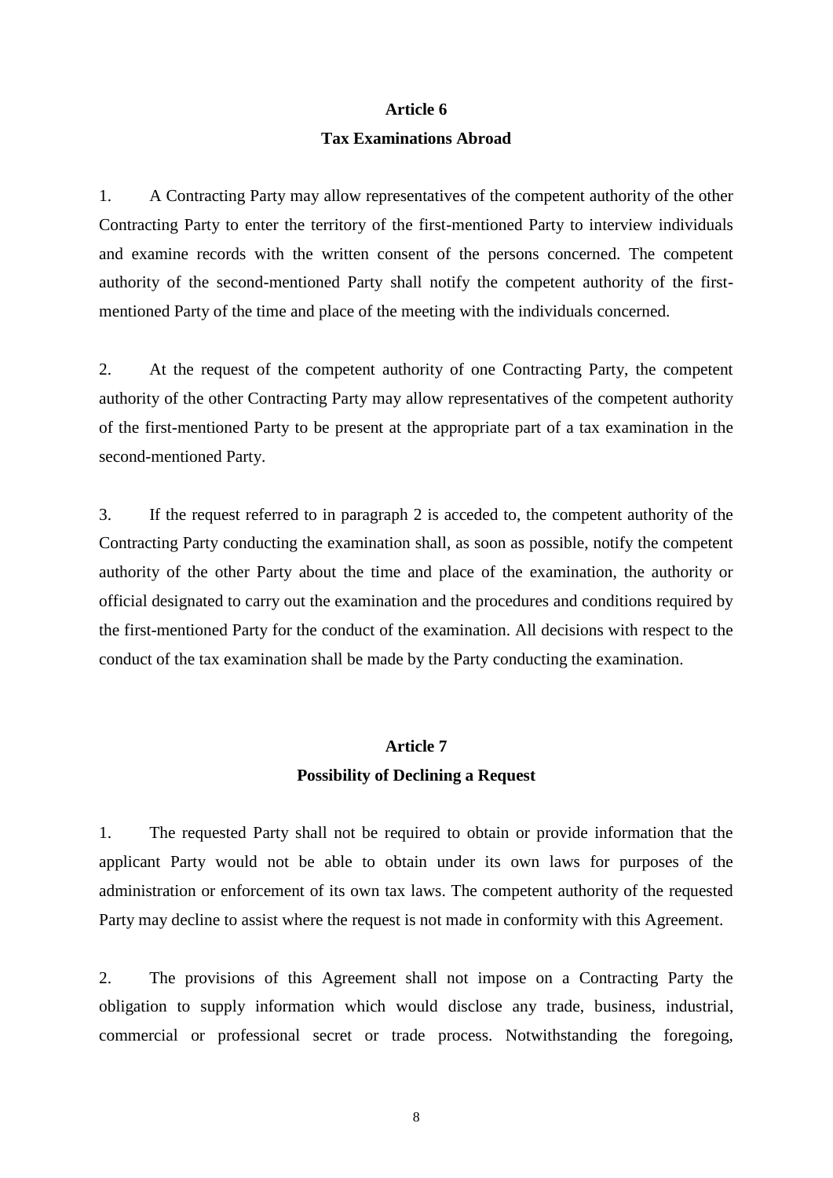## Article 6

## Tax Examinations Abroad

1. A Contracting Party may allow representatives of the competent authority of the other Contracting Party to enter the territory of the first-mentioned Party to interview individuals and examine records with the written consent of the persons concerned. The competent authority of the second-mentioned Party shall notify the competent authority of the first-mentioned Party of the time and place of the meeting with the individuals concerned.

2. At the request of the competent authority of one Contracting Party, the competent authority of the other Contracting Party may allow representatives of the competent authority of the first-mentioned Party to be present at the appropriate part of a tax examination in the second-mentioned Party.

3. If the request referred to in paragraph 2 is acceded to, the competent authority of the Contracting Party conducting the examination shall, as soon as possible, notify the competent authority of the other Party about the time and place of the examination, the authority or official designated to carry out the examination and the procedures and conditions required by the first-mentioned Party for the conduct of the examination. All decisions with respect to the conduct of the tax examination shall be made by the Party conducting the examination.

## Article 7

## Possibility of Declining a Request

1. The requested Party shall not be required to obtain or provide information that the applicant Party would not be able to obtain under its own laws for purposes of the administration or enforcement of its own tax laws. The competent authority of the requested Party may decline to assist where the request is not made in conformity with this Agreement.

2. The provisions of this Agreement shall not impose on a Contracting Party the obligation to supply information which would disclose any trade, business, industrial, commercial or professional secret or trade process. Notwithstanding the foregoing,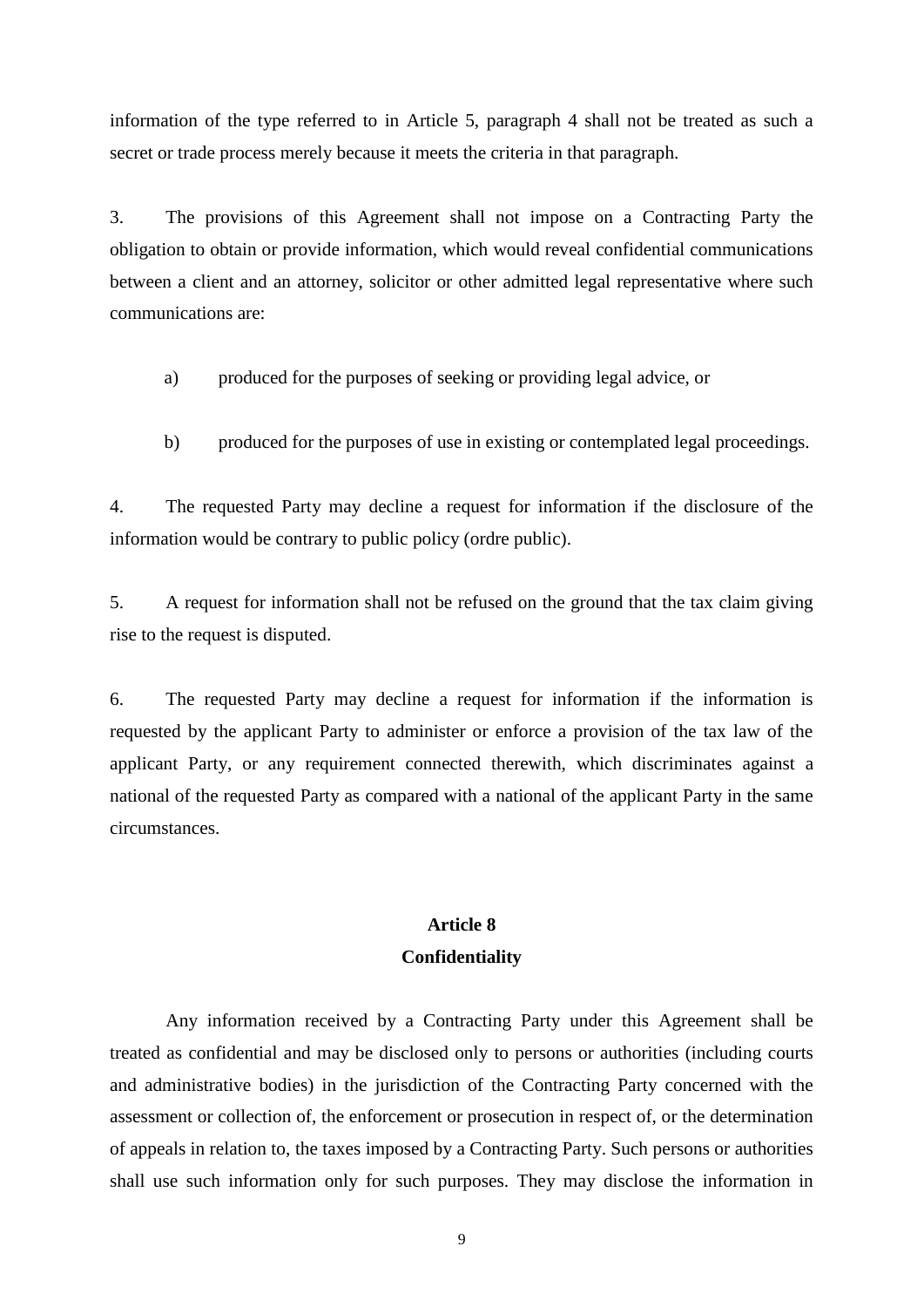information of the type referred to in Article 5, paragraph 4 shall not be treated as such a secret or trade process merely because it meets the criteria in that paragraph.

3. The provisions of this Agreement shall not impose on a Contracting Party the obligation to obtain or provide information, which would reveal confidential communications between a client and an attorney, solicitor or other admitted legal representative where such communications are:

a) produced for the purposes of seeking or providing legal advice, or

b) produced for the purposes of use in existing or contemplated legal proceedings.

4. The requested Party may decline a request for information if the disclosure of the information would be contrary to public policy (ordre public).

5. A request for information shall not be refused on the ground that the tax claim giving rise to the request is disputed.

6. The requested Party may decline a request for information if the information is requested by the applicant Party to administer or enforce a provision of the tax law of the applicant Party, or any requirement connected therewith, which discriminates against a national of the requested Party as compared with a national of the applicant Party in the same circumstances.

## Article 8
## Confidentiality

Any information received by a Contracting Party under this Agreement shall be treated as confidential and may be disclosed only to persons or authorities (including courts and administrative bodies) in the jurisdiction of the Contracting Party concerned with the assessment or collection of, the enforcement or prosecution in respect of, or the determination of appeals in relation to, the taxes imposed by a Contracting Party. Such persons or authorities shall use such information only for such purposes. They may disclose the information in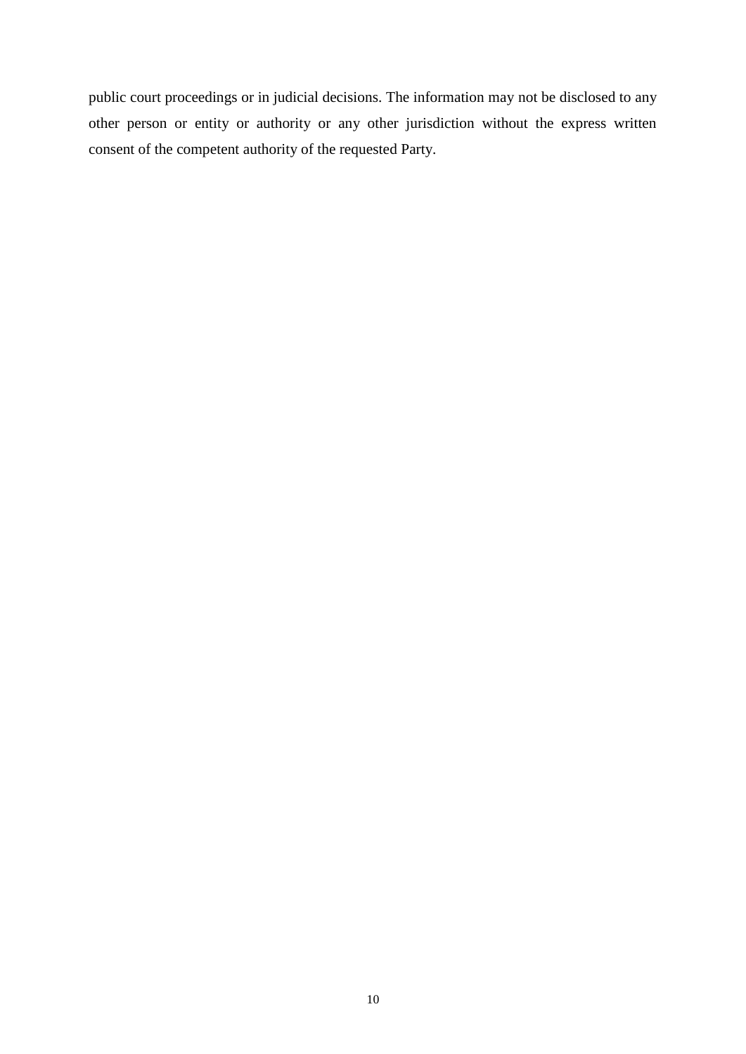public court proceedings or in judicial decisions. The information may not be disclosed to any other person or entity or authority or any other jurisdiction without the express written consent of the competent authority of the requested Party.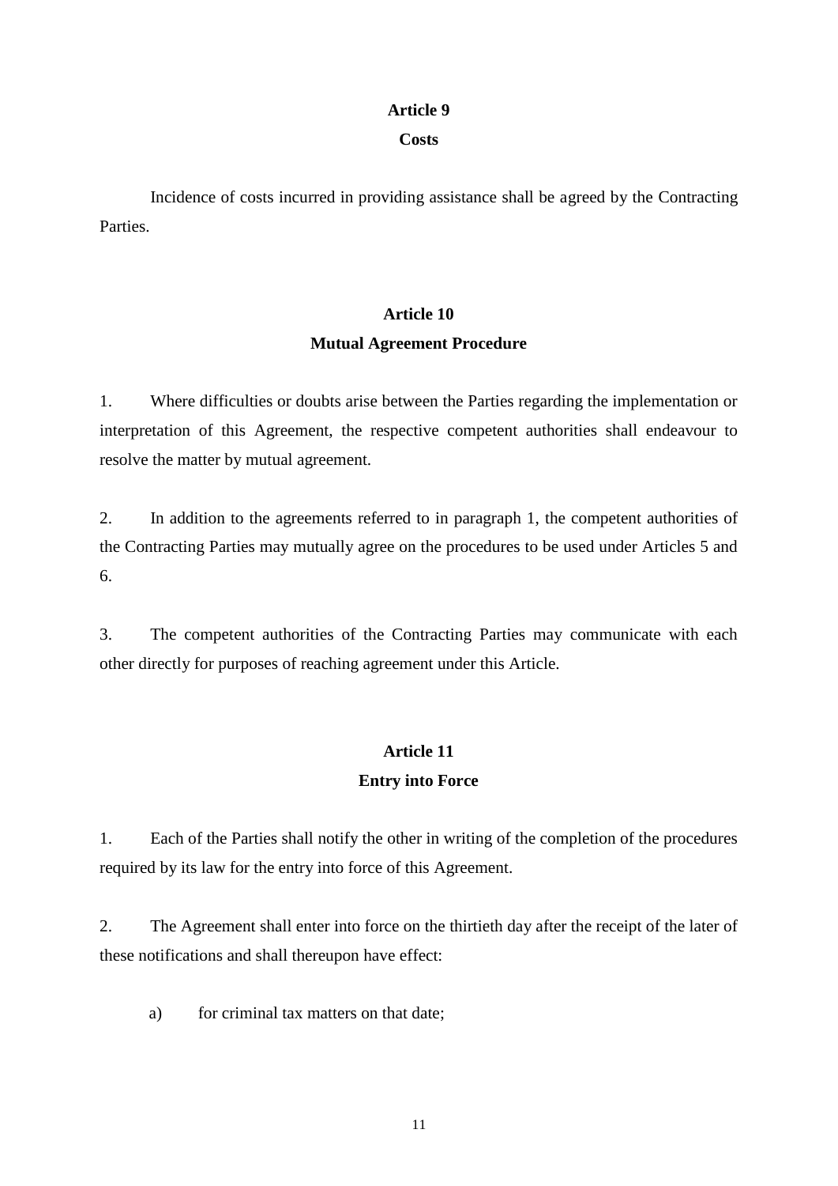## Article 9
## Costs

Incidence of costs incurred in providing assistance shall be agreed by the Contracting Parties.

## Article 10
## Mutual Agreement Procedure

1. Where difficulties or doubts arise between the Parties regarding the implementation or interpretation of this Agreement, the respective competent authorities shall endeavour to resolve the matter by mutual agreement.

2. In addition to the agreements referred to in paragraph 1, the competent authorities of the Contracting Parties may mutually agree on the procedures to be used under Articles 5 and 6.

3. The competent authorities of the Contracting Parties may communicate with each other directly for purposes of reaching agreement under this Article.

## Article 11
## Entry into Force

1. Each of the Parties shall notify the other in writing of the completion of the procedures required by its law for the entry into force of this Agreement.

2. The Agreement shall enter into force on the thirtieth day after the receipt of the later of these notifications and shall thereupon have effect:

a) for criminal tax matters on that date;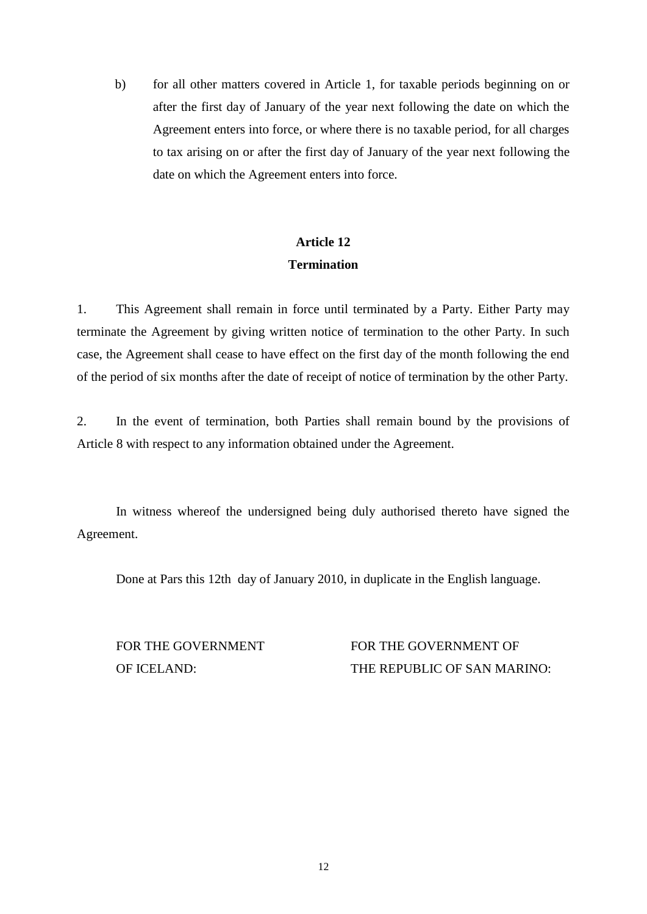b) for all other matters covered in Article 1, for taxable periods beginning on or after the first day of January of the year next following the date on which the Agreement enters into force, or where there is no taxable period, for all charges to tax arising on or after the first day of January of the year next following the date on which the Agreement enters into force.

## Article 12
## Termination

1. This Agreement shall remain in force until terminated by a Party. Either Party may terminate the Agreement by giving written notice of termination to the other Party. In such case, the Agreement shall cease to have effect on the first day of the month following the end of the period of six months after the date of receipt of notice of termination by the other Party.

2. In the event of termination, both Parties shall remain bound by the provisions of Article 8 with respect to any information obtained under the Agreement.

In witness whereof the undersigned being duly authorised thereto have signed the Agreement.

Done at Pars this 12th day of January 2010, in duplicate in the English language.

FOR THE GOVERNMENT OF ICELAND:

FOR THE GOVERNMENT OF THE REPUBLIC OF SAN MARINO: